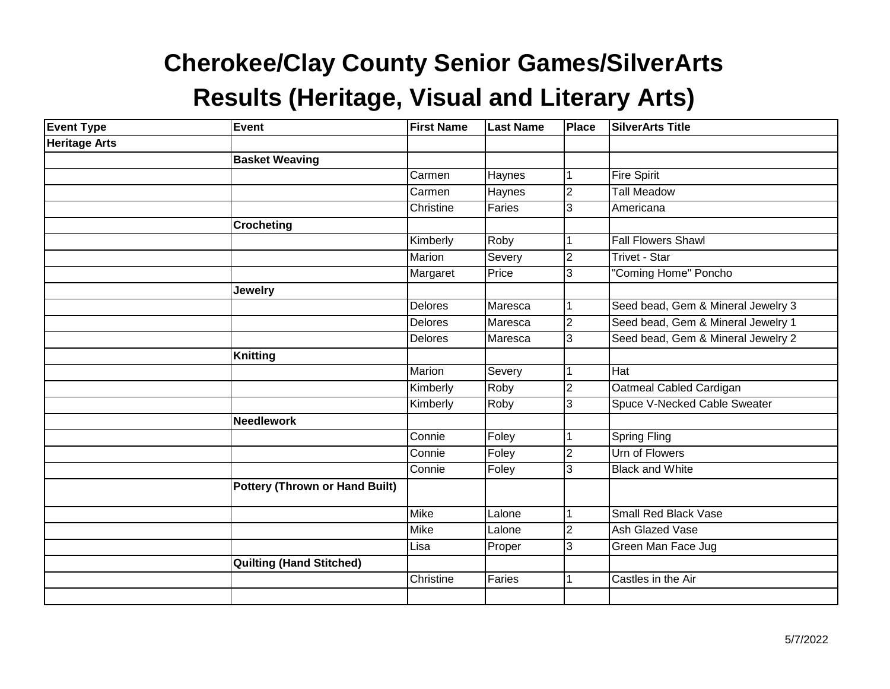# Cherokee/Clay County Senior Games/SilverArts

## Results (Heritage, Visual and Literary Arts)

| Event Type | Event | First Name | Last Name | Place | SilverArts Title |
|---|---|---|---|---|---|
| **Heritage Arts** | | | | | |
| | **Basket Weaving** | | | | |
| | | Carmen | Haynes | 1 | Fire Spirit |
| | | Carmen | Haynes | 2 | Tall Meadow |
| | | Christine | Faries | 3 | Americana |
| | **Crocheting** | | | | |
| | | Kimberly | Roby | 1 | Fall Flowers Shawl |
| | | Marion | Severy | 2 | Trivet - Star |
| | | Margaret | Price | 3 | "Coming Home" Poncho |
| | **Jewelry** | | | | |
| | | Delores | Maresca | 1 | Seed bead, Gem & Mineral Jewelry 3 |
| | | Delores | Maresca | 2 | Seed bead, Gem & Mineral Jewelry 1 |
| | | Delores | Maresca | 3 | Seed bead, Gem & Mineral Jewelry 2 |
| | **Knitting** | | | | |
| | | Marion | Severy | 1 | Hat |
| | | Kimberly | Roby | 2 | Oatmeal Cabled Cardigan |
| | | Kimberly | Roby | 3 | Spuce V-Necked Cable Sweater |
| | **Needlework** | | | | |
| | | Connie | Foley | 1 | Spring Fling |
| | | Connie | Foley | 2 | Urn of Flowers |
| | | Connie | Foley | 3 | Black and White |
| | **Pottery (Thrown or Hand Built)** | | | | |
| | | Mike | Lalone | 1 | Small Red Black Vase |
| | | Mike | Lalone | 2 | Ash Glazed Vase |
| | | Lisa | Proper | 3 | Green Man Face Jug |
| | **Quilting (Hand Stitched)** | | | | |
| | | Christine | Faries | 1 | Castles in the Air |
| | | | | | |

5/7/2022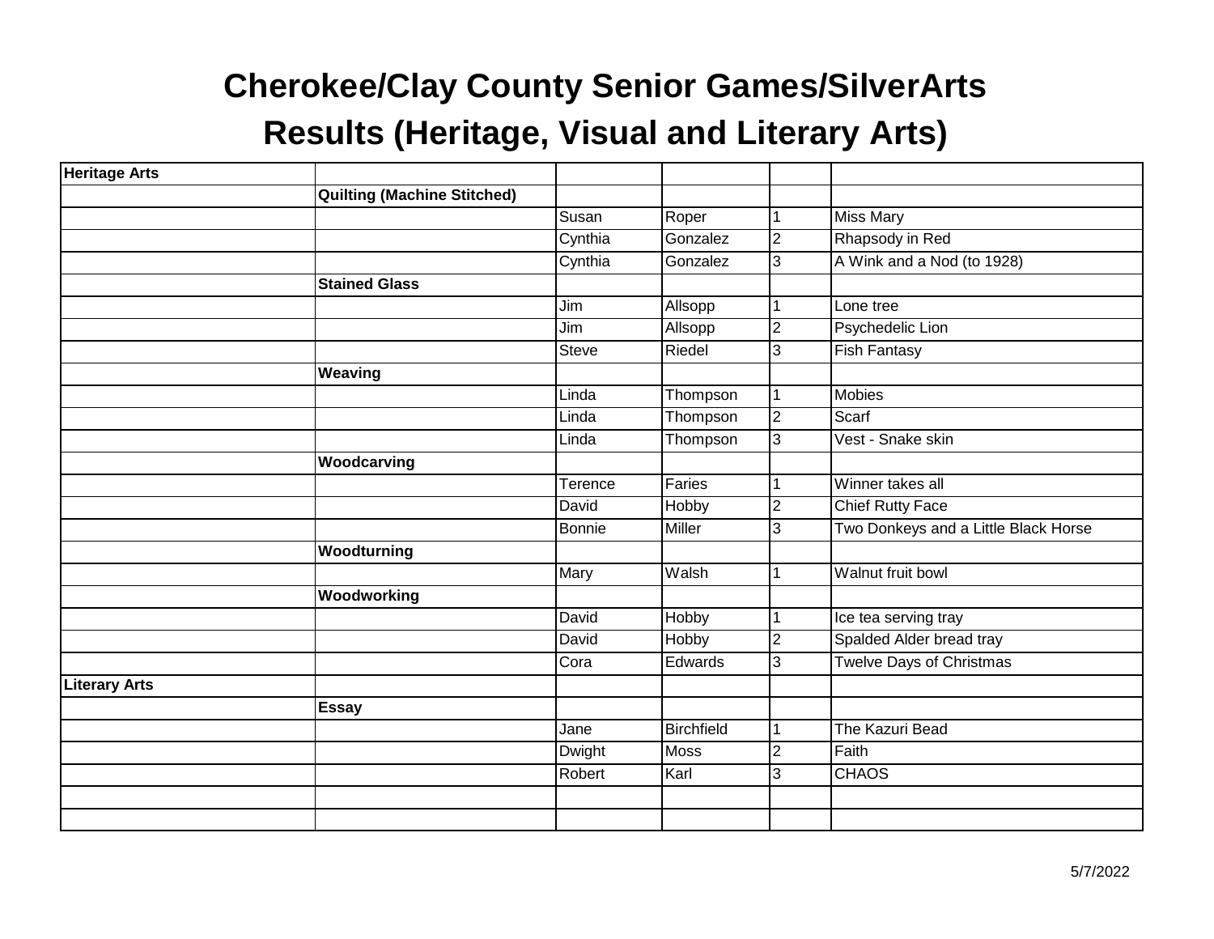# Cherokee/Clay County Senior Games/SilverArts

## Results (Heritage, Visual and Literary Arts)

| | | | | | |
|---|---|---|---|---|---|
| **Heritage Arts** | | | | | |
| | **Quilting (Machine Stitched)** | | | | |
| | | Susan | Roper | 1 | Miss Mary |
| | | Cynthia | Gonzalez | 2 | Rhapsody in Red |
| | | Cynthia | Gonzalez | 3 | A Wink and a Nod (to 1928) |
| | **Stained Glass** | | | | |
| | | Jim | Allsopp | 1 | Lone tree |
| | | Jim | Allsopp | 2 | Psychedelic Lion |
| | | Steve | Riedel | 3 | Fish Fantasy |
| | **Weaving** | | | | |
| | | Linda | Thompson | 1 | Mobies |
| | | Linda | Thompson | 2 | Scarf |
| | | Linda | Thompson | 3 | Vest - Snake skin |
| | **Woodcarving** | | | | |
| | | Terence | Faries | 1 | Winner takes all |
| | | David | Hobby | 2 | Chief Rutty Face |
| | | Bonnie | Miller | 3 | Two Donkeys and a Little Black Horse |
| | **Woodturning** | | | | |
| | | Mary | Walsh | 1 | Walnut fruit bowl |
| | **Woodworking** | | | | |
| | | David | Hobby | 1 | Ice tea serving tray |
| | | David | Hobby | 2 | Spalded Alder bread tray |
| | | Cora | Edwards | 3 | Twelve Days of Christmas |
| **Literary Arts** | | | | | |
| | **Essay** | | | | |
| | | Jane | Birchfield | 1 | The Kazuri Bead |
| | | Dwight | Moss | 2 | Faith |
| | | Robert | Karl | 3 | CHAOS |
| | | | | | |
| | | | | | |

5/7/2022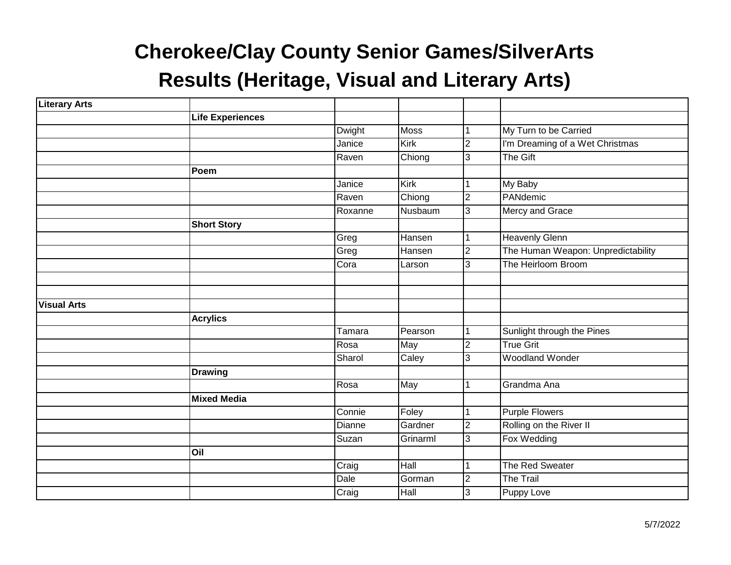# Cherokee/Clay County Senior Games/SilverArts

## Results (Heritage, Visual and Literary Arts)

| | | | | | |
|---|---|---|---|---|---|
| **Literary Arts** | | | | | |
| | **Life Experiences** | | | | |
| | | Dwight | Moss | 1 | My Turn to be Carried |
| | | Janice | Kirk | 2 | I'm Dreaming of a Wet Christmas |
| | | Raven | Chiong | 3 | The Gift |
| | **Poem** | | | | |
| | | Janice | Kirk | 1 | My Baby |
| | | Raven | Chiong | 2 | PANdemic |
| | | Roxanne | Nusbaum | 3 | Mercy and Grace |
| | **Short Story** | | | | |
| | | Greg | Hansen | 1 | Heavenly Glenn |
| | | Greg | Hansen | 2 | The Human Weapon: Unpredictability |
| | | Cora | Larson | 3 | The Heirloom Broom |
| | | | | | |
| | | | | | |
| **Visual Arts** | | | | | |
| | **Acrylics** | | | | |
| | | Tamara | Pearson | 1 | Sunlight through the Pines |
| | | Rosa | May | 2 | True Grit |
| | | Sharol | Caley | 3 | Woodland Wonder |
| | **Drawing** | | | | |
| | | Rosa | May | 1 | Grandma Ana |
| | **Mixed Media** | | | | |
| | | Connie | Foley | 1 | Purple Flowers |
| | | Dianne | Gardner | 2 | Rolling on the River II |
| | | Suzan | Grinarml | 3 | Fox Wedding |
| | **Oil** | | | | |
| | | Craig | Hall | 1 | The Red Sweater |
| | | Dale | Gorman | 2 | The Trail |
| | | Craig | Hall | 3 | Puppy Love |

5/7/2022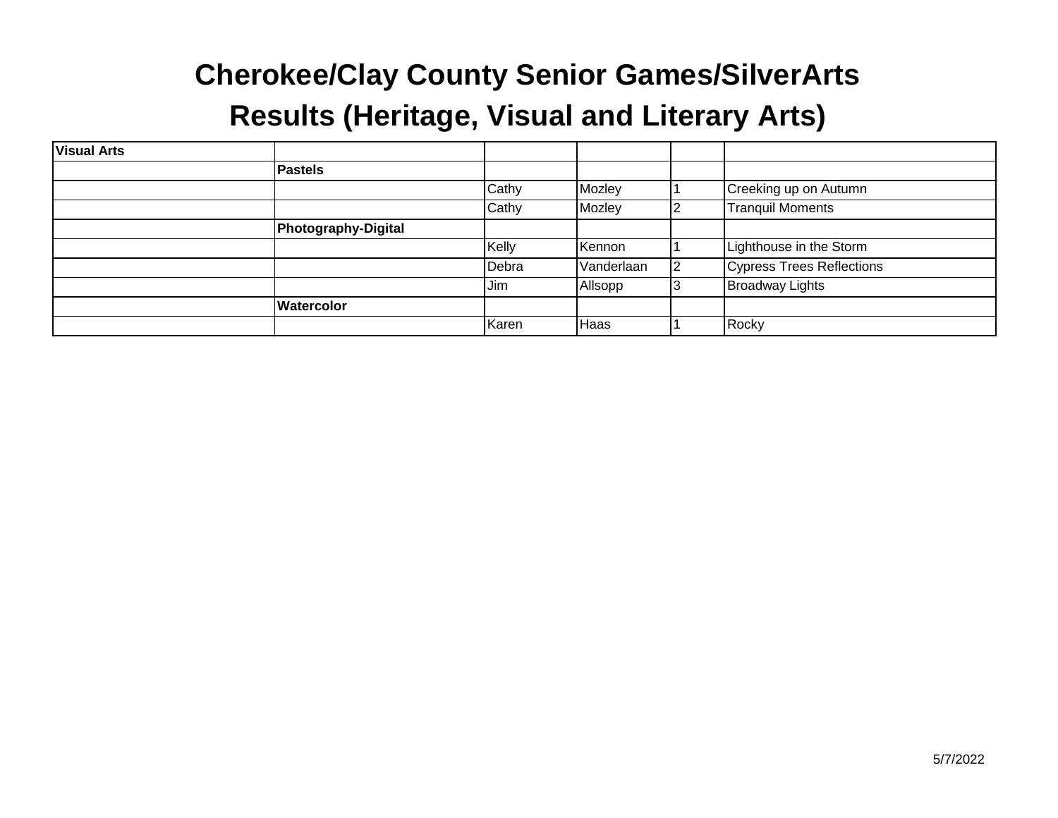# Cherokee/Clay County Senior Games/SilverArts

# Results (Heritage, Visual and Literary Arts)

| | | | | | |
|---|---|---|---|---|---|
| **Visual Arts** | | | | | |
| | **Pastels** | | | | |
| | | Cathy | Mozley | 1 | Creeking up on Autumn |
| | | Cathy | Mozley | 2 | Tranquil Moments |
| | **Photography-Digital** | | | | |
| | | Kelly | Kennon | 1 | Lighthouse in the Storm |
| | | Debra | Vanderlaan | 2 | Cypress Trees Reflections |
| | | Jim | Allsopp | 3 | Broadway Lights |
| | **Watercolor** | | | | |
| | | Karen | Haas | 1 | Rocky |

5/7/2022